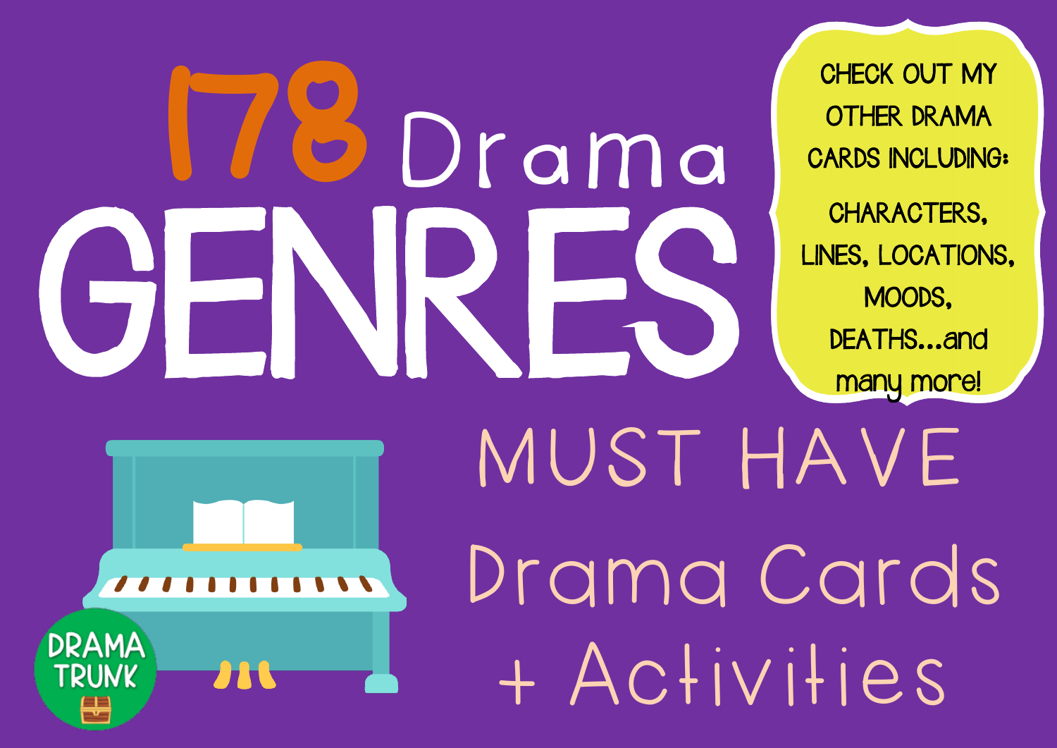# 178 Drama GENRES

CHECK OUT MY OTHER DRAMA CARDS INCLUDING:

CHARACTERS, LINES, LOCATIONS, MOODS, DEATHS...and many more!

## MUST HAVE Drama Cards + Activities

DRAMA TRUNK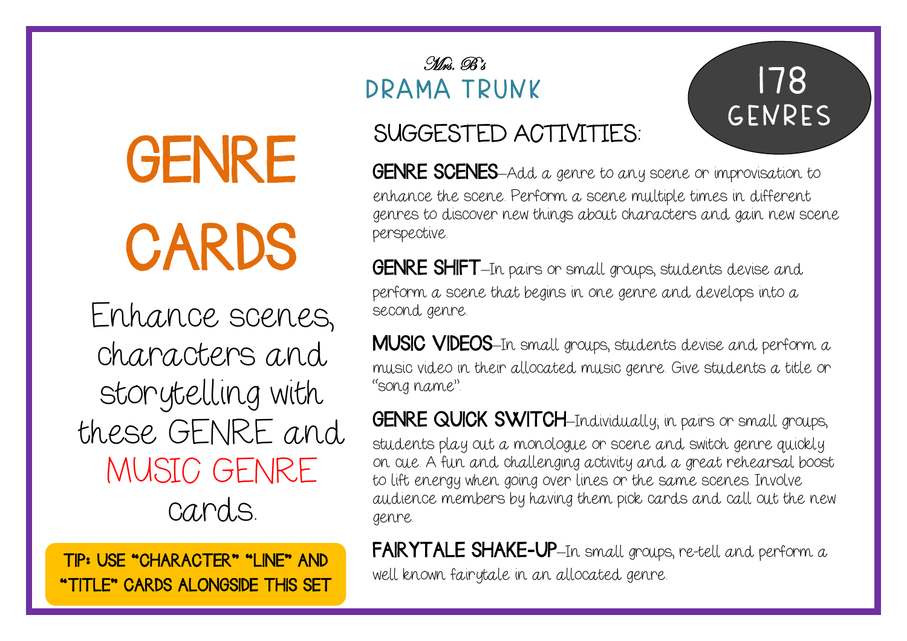# GENRE CARDS

Enhance scenes, characters and storytelling with these GENRE and MUSIC GENRE cards.

**TIP: USE "CHARACTER" "LINE" AND "TITLE" CARDS ALONGSIDE THIS SET**

*Mrs. B's*
## DRAMA TRUNK

**178 GENRES**

## SUGGESTED ACTIVITIES:

**GENRE SCENES**–Add a genre to any scene or improvisation to enhance the scene. Perform a scene multiple times in different genres to discover new things about characters and gain new scene perspective.

**GENRE SHIFT**–In pairs or small groups, students devise and perform a scene that begins in one genre and develops into a second genre.

**MUSIC VIDEOS**–In small groups, students devise and perform a music video in their allocated music genre. Give students a title or "song name".

**GENRE QUICK SWITCH**–Individually, in pairs or small groups, students play out a monologue or scene and switch genre quickly on cue. A fun and challenging activity and a great rehearsal boost to lift energy when going over lines or the same scenes. Involve audience members by having them pick cards and call out the new genre.

**FAIRYTALE SHAKE-UP**–In small groups, re-tell and perform a well known fairytale in an allocated genre.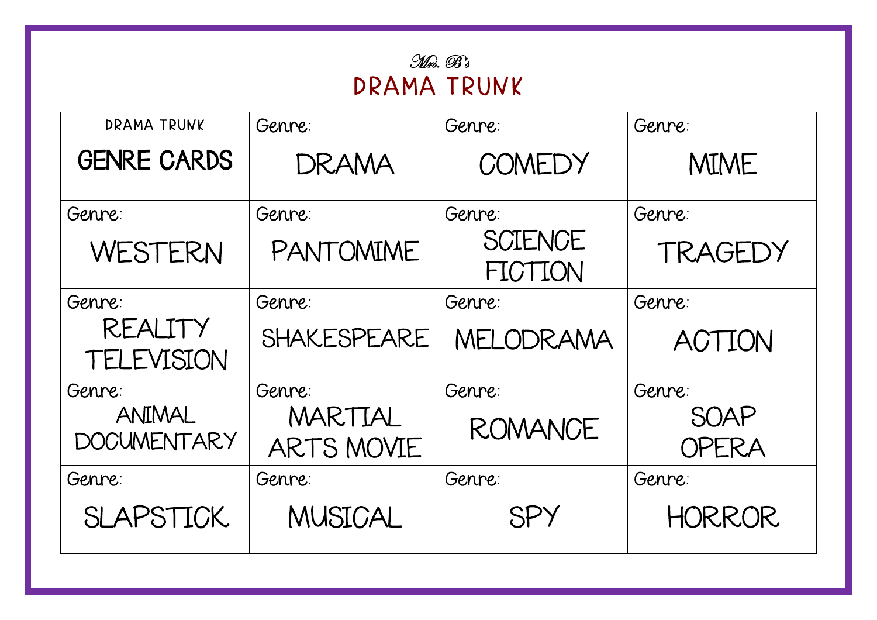*Mrs. B's*

# DRAMA TRUNK

| DRAMA TRUNK **GENRE CARDS** | Genre: DRAMA | Genre: COMEDY | Genre: MIME |
|---|---|---|---|
| Genre: WESTERN | Genre: PANTOMIME | Genre: SCIENCE FICTION | Genre: TRAGEDY |
| Genre: REALITY TELEVISION | Genre: SHAKESPEARE | Genre: MELODRAMA | Genre: ACTION |
| Genre: ANIMAL DOCUMENTARY | Genre: MARTIAL ARTS MOVIE | Genre: ROMANCE | Genre: SOAP OPERA |
| Genre: SLAPSTICK | Genre: MUSICAL | Genre: SPY | Genre: HORROR |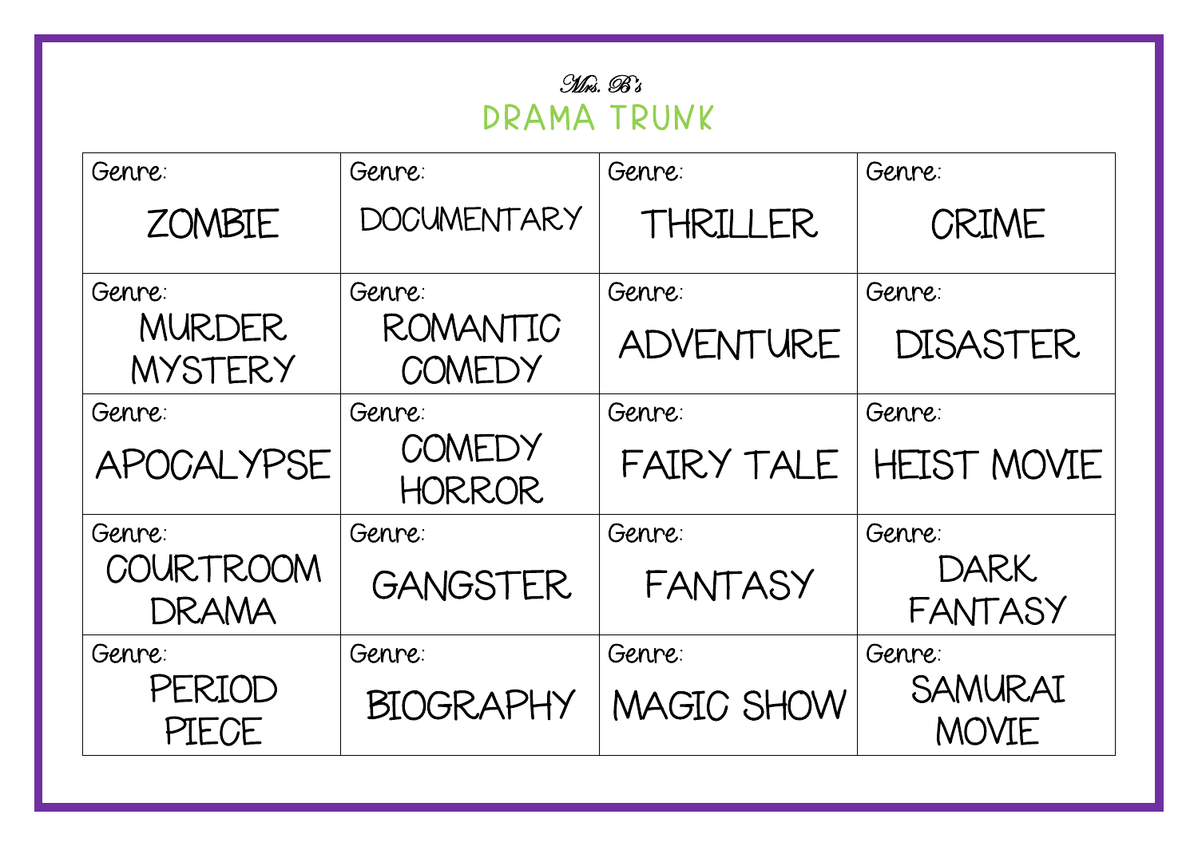*Mrs. B's*

# DRAMA TRUNK

| | | | |
|---|---|---|---|
| Genre: ZOMBIE | Genre: DOCUMENTARY | Genre: THRILLER | Genre: CRIME |
| Genre: MURDER MYSTERY | Genre: ROMANTIC COMEDY | Genre: ADVENTURE | Genre: DISASTER |
| Genre: APOCALYPSE | Genre: COMEDY HORROR | Genre: FAIRY TALE | Genre: HEIST MOVIE |
| Genre: COURTROOM DRAMA | Genre: GANGSTER | Genre: FANTASY | Genre: DARK FANTASY |
| Genre: PERIOD PIECE | Genre: BIOGRAPHY | Genre: MAGIC SHOW | Genre: SAMURAI MOVIE |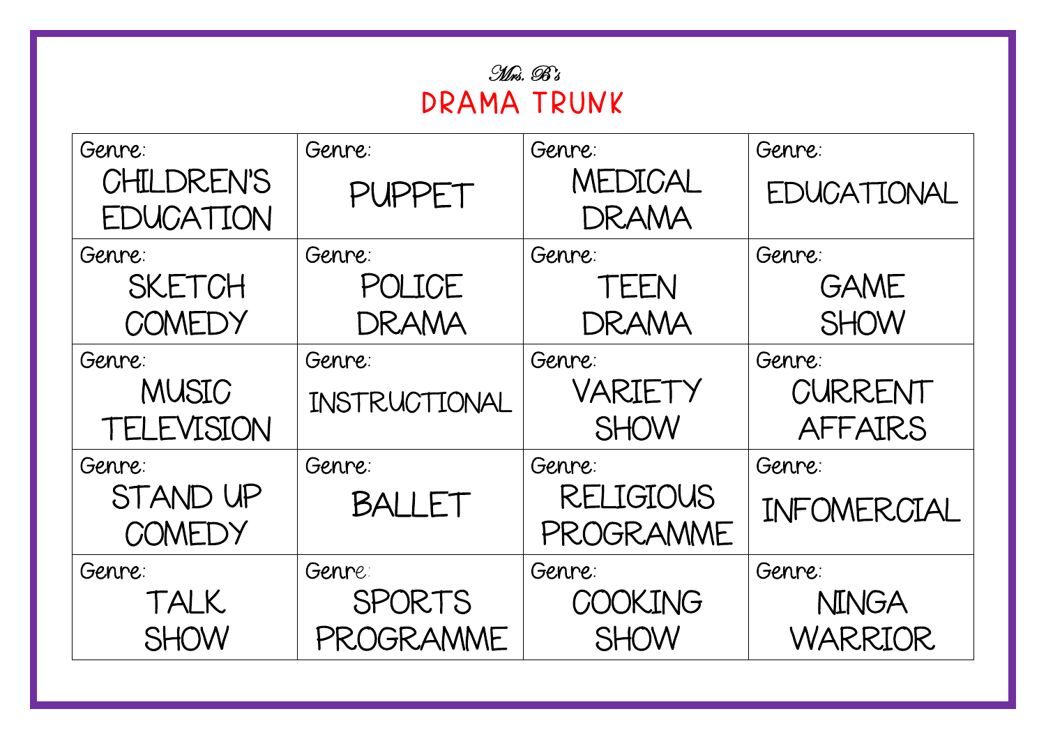*Mrs. B's*

# DRAMA TRUNK

| | | | |
|---|---|---|---|
| Genre: CHILDREN'S EDUCATION | Genre: PUPPET | Genre: MEDICAL DRAMA | Genre: EDUCATIONAL |
| Genre: SKETCH COMEDY | Genre: POLICE DRAMA | Genre: TEEN DRAMA | Genre: GAME SHOW |
| Genre: MUSIC TELEVISION | Genre: INSTRUCTIONAL | Genre: VARIETY SHOW | Genre: CURRENT AFFAIRS |
| Genre: STAND UP COMEDY | Genre: BALLET | Genre: RELIGIOUS PROGRAMME | Genre: INFOMERCIAL |
| Genre: TALK SHOW | Genre: SPORTS PROGRAMME | Genre: COOKING SHOW | Genre: NINGA WARRIOR |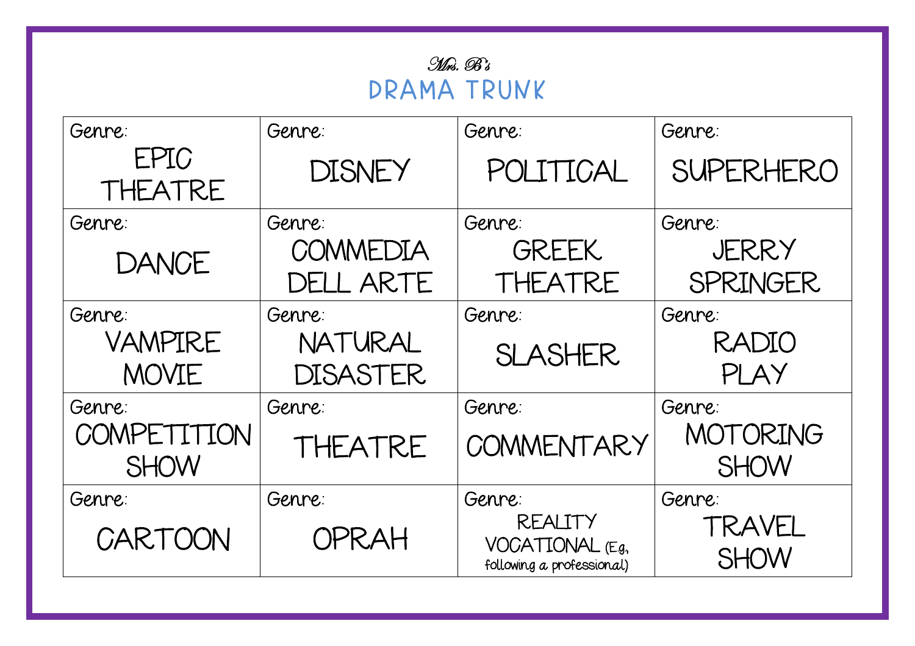*Mrs. B's*

# DRAMA TRUNK

| | | | |
|---|---|---|---|
| Genre: EPIC THEATRE | Genre: DISNEY | Genre: POLITICAL | Genre: SUPERHERO |
| Genre: DANCE | Genre: COMMEDIA DELL ARTE | Genre: GREEK THEATRE | Genre: JERRY SPRINGER |
| Genre: VAMPIRE MOVIE | Genre: NATURAL DISASTER | Genre: SLASHER | Genre: RADIO PLAY |
| Genre: COMPETITION SHOW | Genre: THEATRE | Genre: COMMENTARY | Genre: MOTORING SHOW |
| Genre: CARTOON | Genre: OPRAH | Genre: REALITY VOCATIONAL (E.g, following a professional) | Genre: TRAVEL SHOW |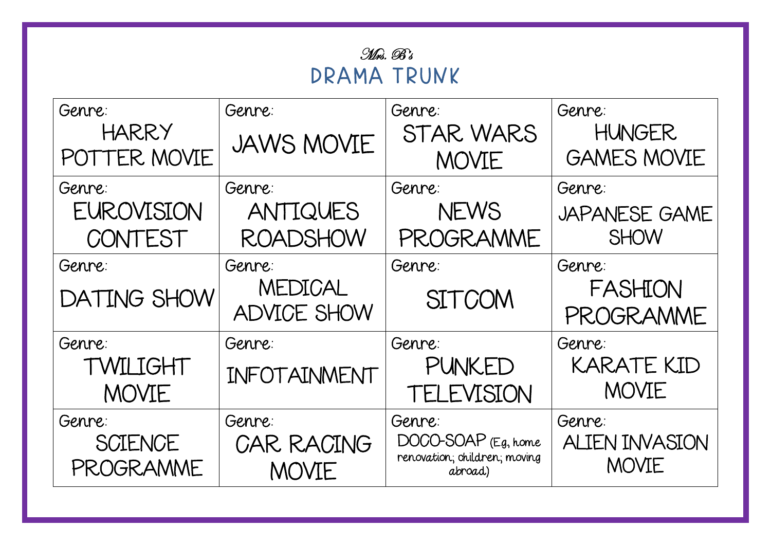*Mrs. B's*

# DRAMA TRUNK

| | | | |
|---|---|---|---|
| Genre: HARRY POTTER MOVIE | Genre: JAWS MOVIE | Genre: STAR WARS MOVIE | Genre: HUNGER GAMES MOVIE |
| Genre: EUROVISION CONTEST | Genre: ANTIQUES ROADSHOW | Genre: NEWS PROGRAMME | Genre: JAPANESE GAME SHOW |
| Genre: DATING SHOW | Genre: MEDICAL ADVICE SHOW | Genre: SITCOM | Genre: FASHION PROGRAMME |
| Genre: TWILIGHT MOVIE | Genre: INFOTAINMENT | Genre: PUNKED TELEVISION | Genre: KARATE KID MOVIE |
| Genre: SCIENCE PROGRAMME | Genre: CAR RACING MOVIE | Genre: DOCO-SOAP (Eg, home renovation; children; moving abroad) | Genre: ALIEN INVASION MOVIE |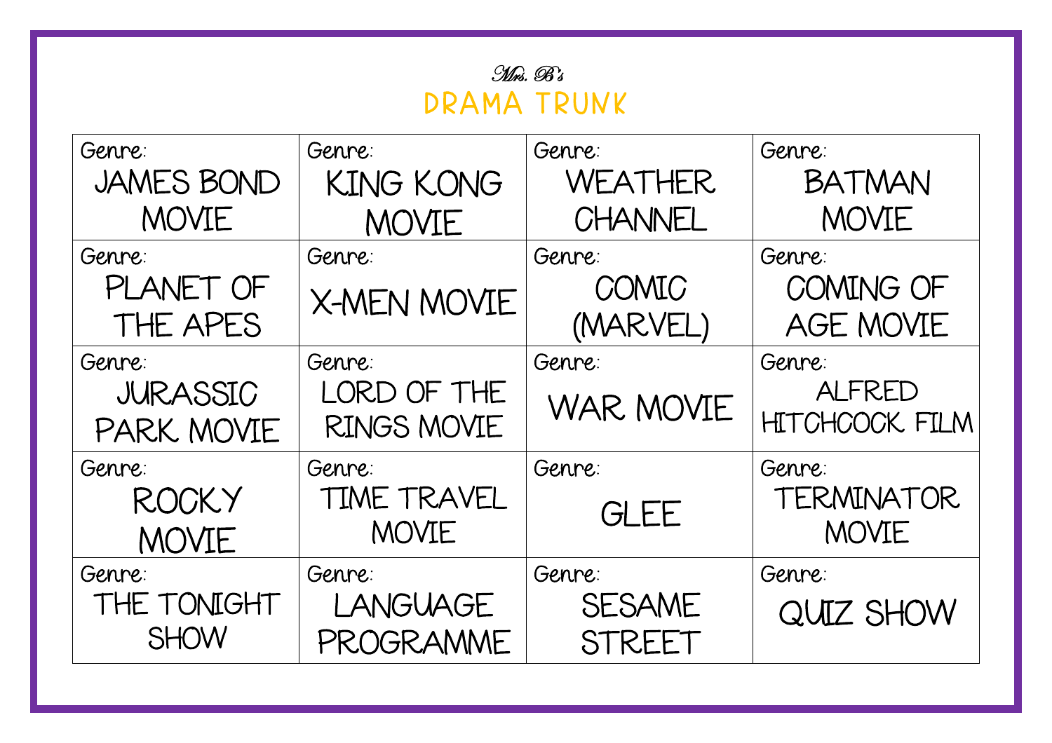*Mrs. B's*

# DRAMA TRUNK

| | | | |
|---|---|---|---|
| Genre: JAMES BOND MOVIE | Genre: KING KONG MOVIE | Genre: WEATHER CHANNEL | Genre: BATMAN MOVIE |
| Genre: PLANET OF THE APES | Genre: X-MEN MOVIE | Genre: COMIC (MARVEL) | Genre: COMING OF AGE MOVIE |
| Genre: JURASSIC PARK MOVIE | Genre: LORD OF THE RINGS MOVIE | Genre: WAR MOVIE | Genre: ALFRED HITCHCOCK FILM |
| Genre: ROCKY MOVIE | Genre: TIME TRAVEL MOVIE | Genre: GLEE | Genre: TERMINATOR MOVIE |
| Genre: THE TONIGHT SHOW | Genre: LANGUAGE PROGRAMME | Genre: SESAME STREET | Genre: QUIZ SHOW |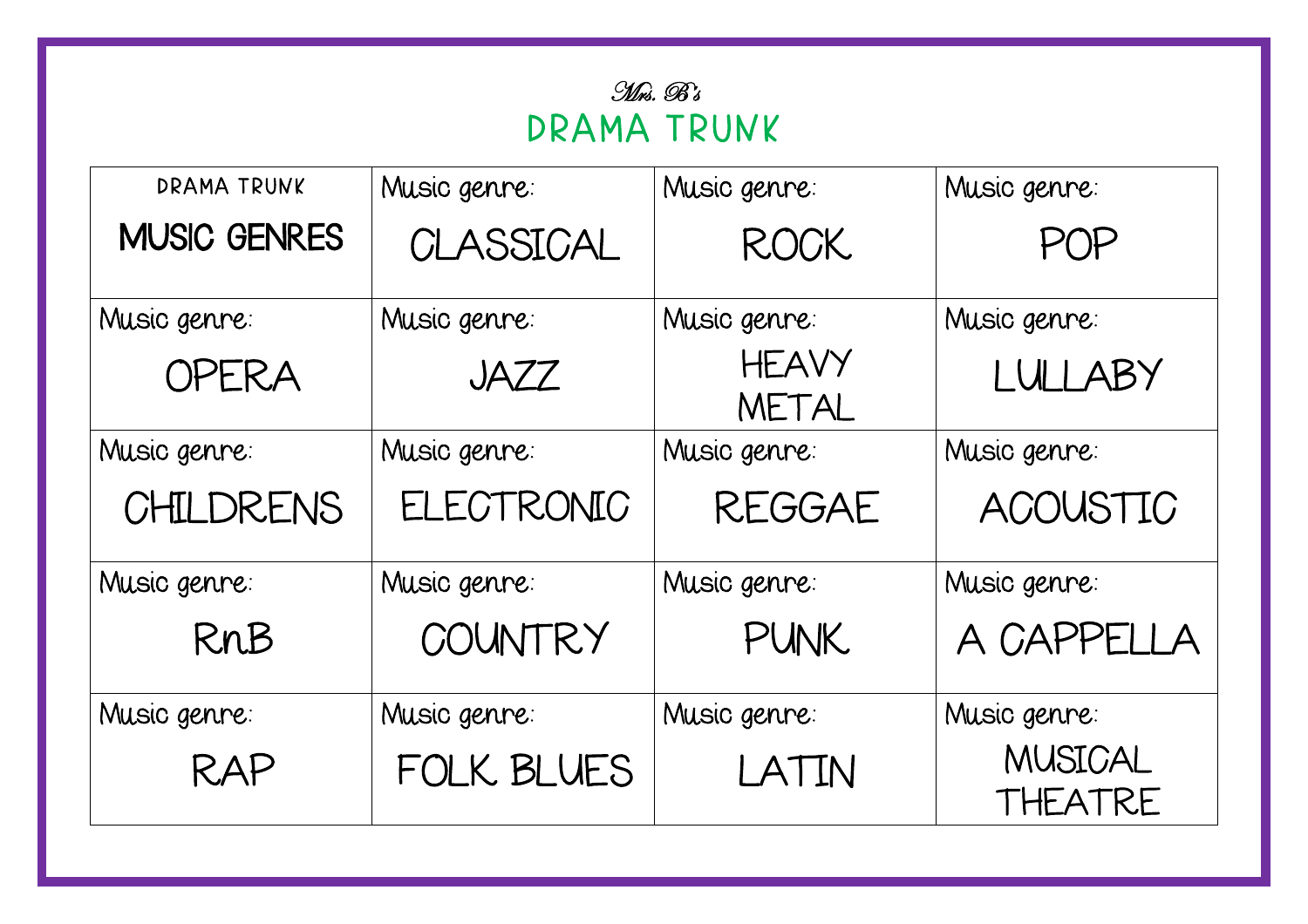*Mrs. B's*

# DRAMA TRUNK

| DRAMA TRUNK **MUSIC GENRES** | Music genre: CLASSICAL | Music genre: ROCK | Music genre: POP |
|---|---|---|---|
| Music genre: OPERA | Music genre: JAZZ | Music genre: HEAVY METAL | Music genre: LULLABY |
| Music genre: CHILDRENS | Music genre: ELECTRONIC | Music genre: REGGAE | Music genre: ACOUSTIC |
| Music genre: RnB | Music genre: COUNTRY | Music genre: PUNK | Music genre: A CAPPELLA |
| Music genre: RAP | Music genre: FOLK BLUES | Music genre: LATIN | Music genre: MUSICAL THEATRE |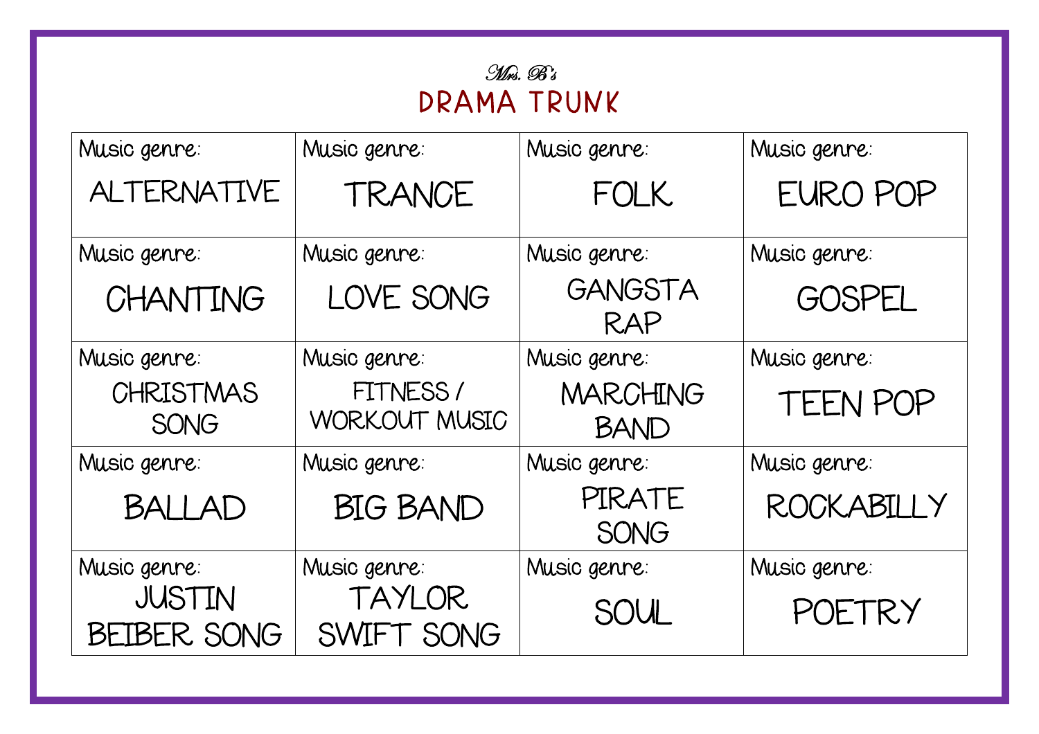*Mrs. B's*

# DRAMA TRUNK

| | | | |
|---|---|---|---|
| Music genre: ALTERNATIVE | Music genre: TRANCE | Music genre: FOLK | Music genre: EURO POP |
| Music genre: CHANTING | Music genre: LOVE SONG | Music genre: GANGSTA RAP | Music genre: GOSPEL |
| Music genre: CHRISTMAS SONG | Music genre: FITNESS / WORKOUT MUSIC | Music genre: MARCHING BAND | Music genre: TEEN POP |
| Music genre: BALLAD | Music genre: BIG BAND | Music genre: PIRATE SONG | Music genre: ROCKABILLY |
| Music genre: JUSTIN BEIBER SONG | Music genre: TAYLOR SWIFT SONG | Music genre: SOUL | Music genre: POETRY |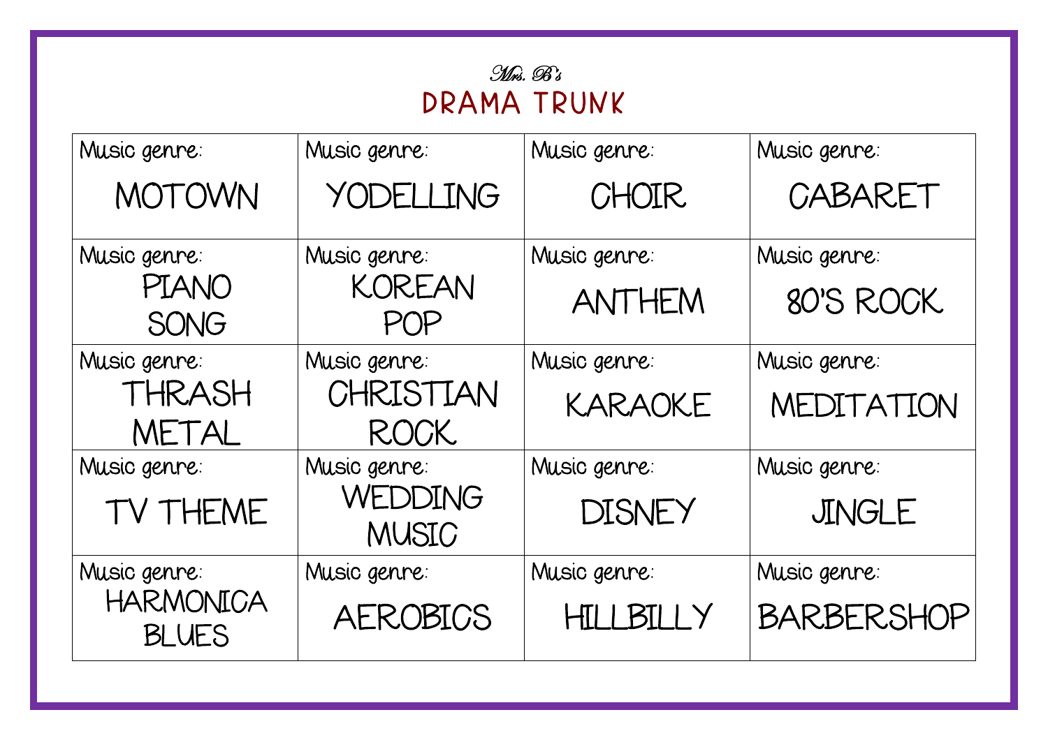Mrs. B's

# DRAMA TRUNK

| Music genre: MOTOWN | Music genre: YODELLING | Music genre: CHOIR | Music genre: CABARET |
| --- | --- | --- | --- |
| Music genre: PIANO SONG | Music genre: KOREAN POP | Music genre: ANTHEM | Music genre: 80'S ROCK |
| Music genre: THRASH METAL | Music genre: CHRISTIAN ROCK | Music genre: KARAOKE | Music genre: MEDITATION |
| Music genre: TV THEME | Music genre: WEDDING MUSIC | Music genre: DISNEY | Music genre: JINGLE |
| Music genre: HARMONICA BLUES | Music genre: AEROBICS | Music genre: HILLBILLY | Music genre: BARBERSHOP |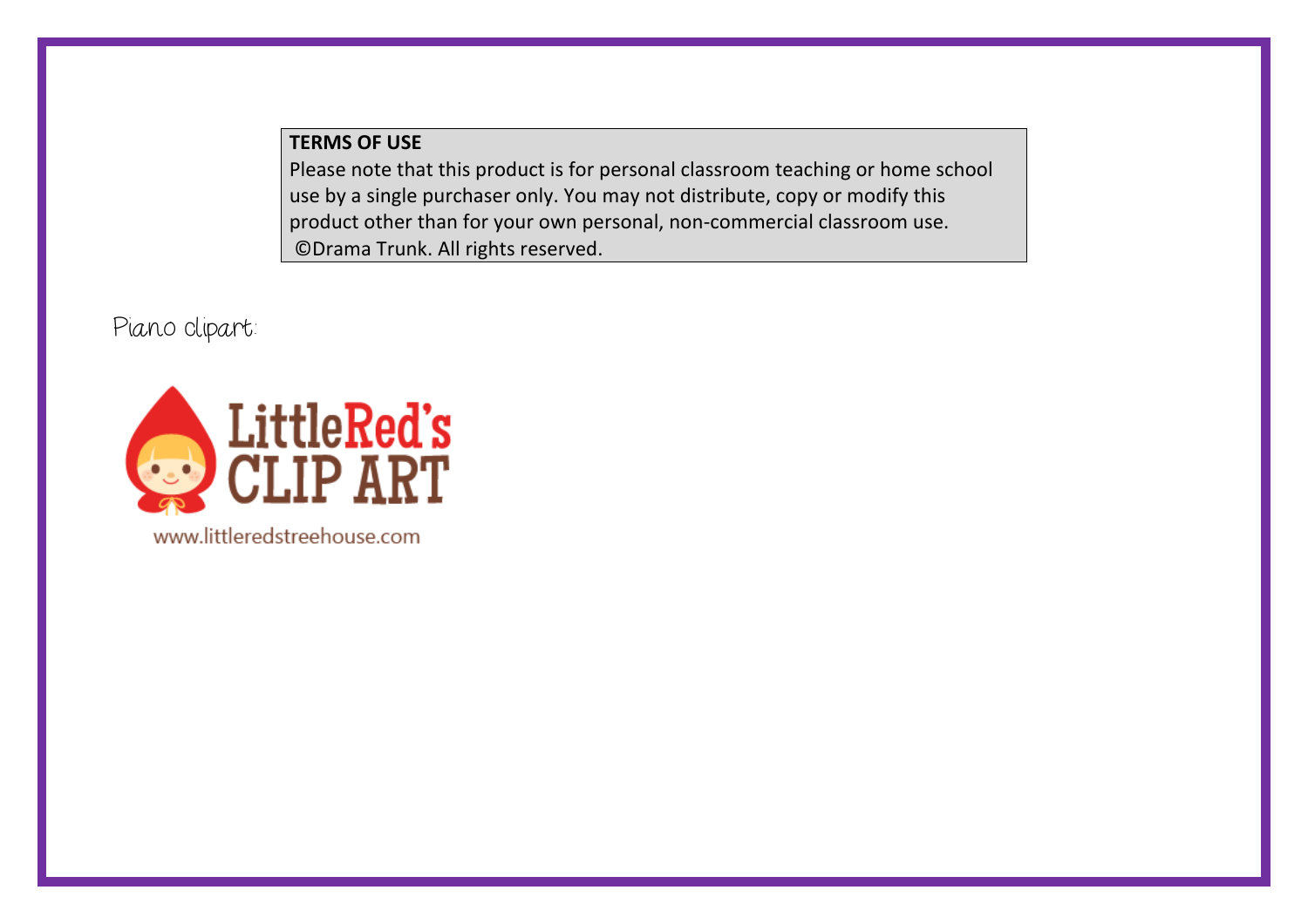**TERMS OF USE**

Please note that this product is for personal classroom teaching or home school use by a single purchaser only. You may not distribute, copy or modify this product other than for your own personal, non-commercial classroom use.
©Drama Trunk. All rights reserved.

Piano clipart:

LittleRed's CLIP ART

www.littleredstreehouse.com